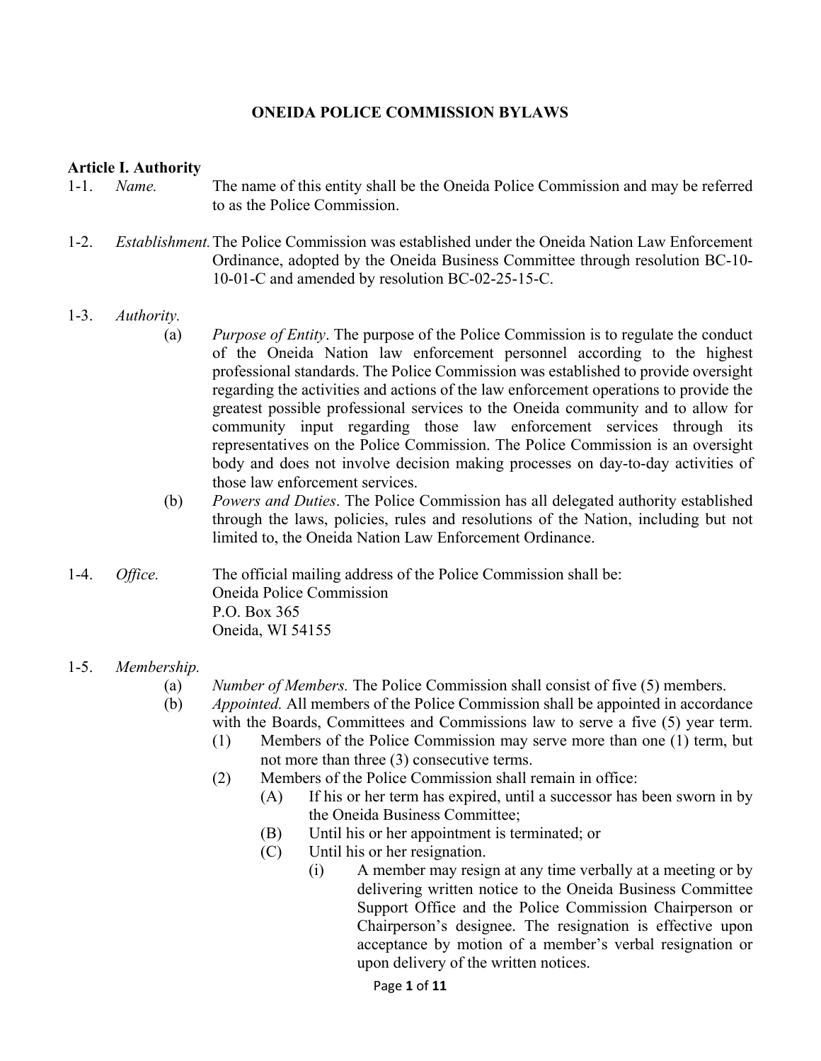# ONEIDA POLICE COMMISSION BYLAWS

## Article I. Authority

1-1. *Name.* The name of this entity shall be the Oneida Police Commission and may be referred to as the Police Commission.

1-2. *Establishment.* The Police Commission was established under the Oneida Nation Law Enforcement Ordinance, adopted by the Oneida Business Committee through resolution BC-10-10-01-C and amended by resolution BC-02-25-15-C.

1-3. *Authority.*

(a) *Purpose of Entity*. The purpose of the Police Commission is to regulate the conduct of the Oneida Nation law enforcement personnel according to the highest professional standards. The Police Commission was established to provide oversight regarding the activities and actions of the law enforcement operations to provide the greatest possible professional services to the Oneida community and to allow for community input regarding those law enforcement services through its representatives on the Police Commission. The Police Commission is an oversight body and does not involve decision making processes on day-to-day activities of those law enforcement services.

(b) *Powers and Duties*. The Police Commission has all delegated authority established through the laws, policies, rules and resolutions of the Nation, including but not limited to, the Oneida Nation Law Enforcement Ordinance.

1-4. *Office.* The official mailing address of the Police Commission shall be:
Oneida Police Commission
P.O. Box 365
Oneida, WI 54155

1-5. *Membership.*

(a) *Number of Members.* The Police Commission shall consist of five (5) members.

(b) *Appointed.* All members of the Police Commission shall be appointed in accordance with the Boards, Committees and Commissions law to serve a five (5) year term.

(1) Members of the Police Commission may serve more than one (1) term, but not more than three (3) consecutive terms.

(2) Members of the Police Commission shall remain in office:

(A) If his or her term has expired, until a successor has been sworn in by the Oneida Business Committee;

(B) Until his or her appointment is terminated; or

(C) Until his or her resignation.

(i) A member may resign at any time verbally at a meeting or by delivering written notice to the Oneida Business Committee Support Office and the Police Commission Chairperson or Chairperson's designee. The resignation is effective upon acceptance by motion of a member's verbal resignation or upon delivery of the written notices.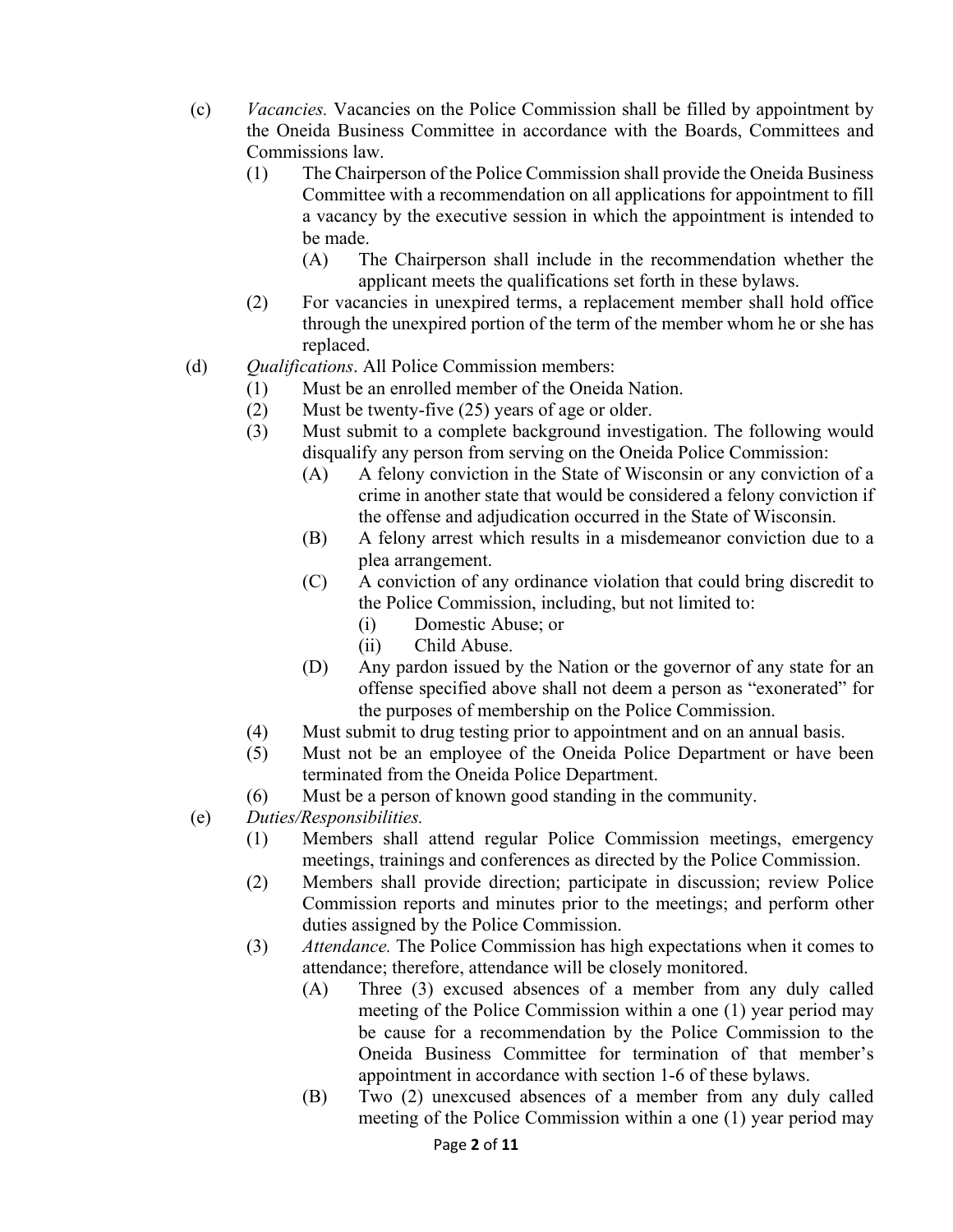(c) *Vacancies.* Vacancies on the Police Commission shall be filled by appointment by the Oneida Business Committee in accordance with the Boards, Committees and Commissions law.
   (1) The Chairperson of the Police Commission shall provide the Oneida Business Committee with a recommendation on all applications for appointment to fill a vacancy by the executive session in which the appointment is intended to be made.
      (A) The Chairperson shall include in the recommendation whether the applicant meets the qualifications set forth in these bylaws.
   (2) For vacancies in unexpired terms, a replacement member shall hold office through the unexpired portion of the term of the member whom he or she has replaced.

(d) *Qualifications*. All Police Commission members:
   (1) Must be an enrolled member of the Oneida Nation.
   (2) Must be twenty-five (25) years of age or older.
   (3) Must submit to a complete background investigation. The following would disqualify any person from serving on the Oneida Police Commission:
      (A) A felony conviction in the State of Wisconsin or any conviction of a crime in another state that would be considered a felony conviction if the offense and adjudication occurred in the State of Wisconsin.
      (B) A felony arrest which results in a misdemeanor conviction due to a plea arrangement.
      (C) A conviction of any ordinance violation that could bring discredit to the Police Commission, including, but not limited to:
         (i) Domestic Abuse; or
         (ii) Child Abuse.
      (D) Any pardon issued by the Nation or the governor of any state for an offense specified above shall not deem a person as "exonerated" for the purposes of membership on the Police Commission.
   (4) Must submit to drug testing prior to appointment and on an annual basis.
   (5) Must not be an employee of the Oneida Police Department or have been terminated from the Oneida Police Department.
   (6) Must be a person of known good standing in the community.

(e) *Duties/Responsibilities.*
   (1) Members shall attend regular Police Commission meetings, emergency meetings, trainings and conferences as directed by the Police Commission.
   (2) Members shall provide direction; participate in discussion; review Police Commission reports and minutes prior to the meetings; and perform other duties assigned by the Police Commission.
   (3) *Attendance.* The Police Commission has high expectations when it comes to attendance; therefore, attendance will be closely monitored.
      (A) Three (3) excused absences of a member from any duly called meeting of the Police Commission within a one (1) year period may be cause for a recommendation by the Police Commission to the Oneida Business Committee for termination of that member's appointment in accordance with section 1-6 of these bylaws.
      (B) Two (2) unexcused absences of a member from any duly called meeting of the Police Commission within a one (1) year period may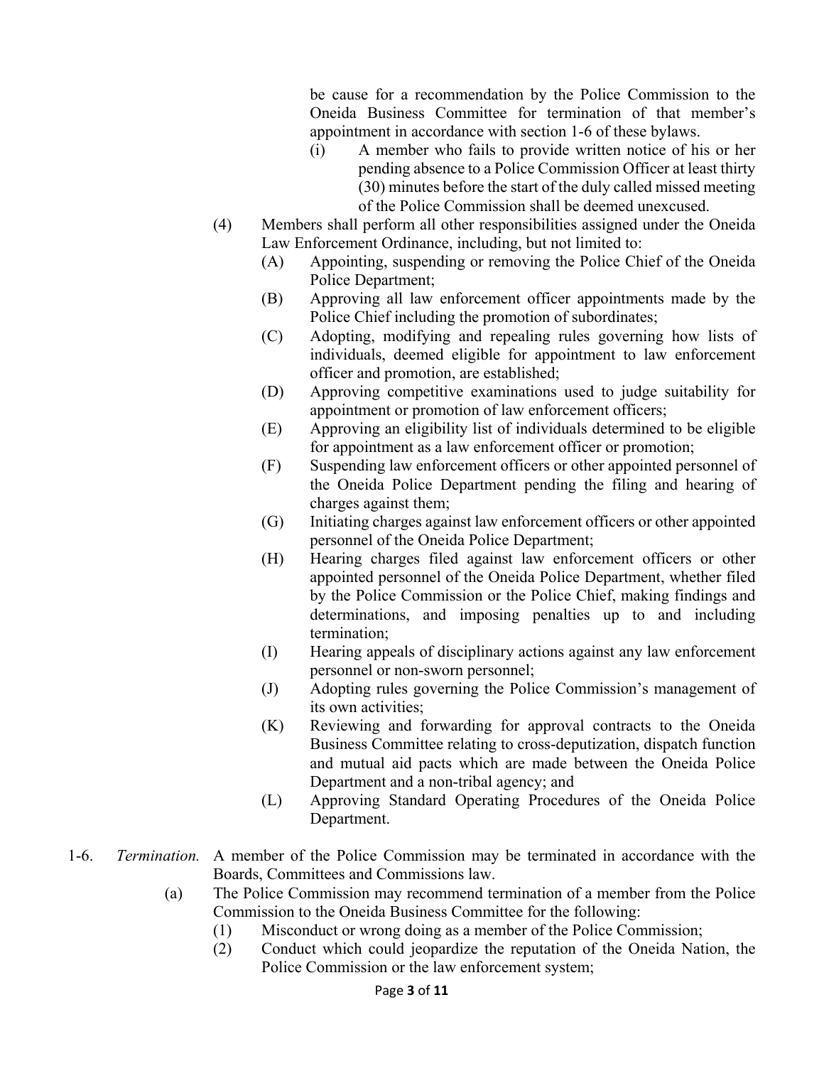be cause for a recommendation by the Police Commission to the Oneida Business Committee for termination of that member's appointment in accordance with section 1-6 of these bylaws.

(i) A member who fails to provide written notice of his or her pending absence to a Police Commission Officer at least thirty (30) minutes before the start of the duly called missed meeting of the Police Commission shall be deemed unexcused.

(4) Members shall perform all other responsibilities assigned under the Oneida Law Enforcement Ordinance, including, but not limited to:

(A) Appointing, suspending or removing the Police Chief of the Oneida Police Department;

(B) Approving all law enforcement officer appointments made by the Police Chief including the promotion of subordinates;

(C) Adopting, modifying and repealing rules governing how lists of individuals, deemed eligible for appointment to law enforcement officer and promotion, are established;

(D) Approving competitive examinations used to judge suitability for appointment or promotion of law enforcement officers;

(E) Approving an eligibility list of individuals determined to be eligible for appointment as a law enforcement officer or promotion;

(F) Suspending law enforcement officers or other appointed personnel of the Oneida Police Department pending the filing and hearing of charges against them;

(G) Initiating charges against law enforcement officers or other appointed personnel of the Oneida Police Department;

(H) Hearing charges filed against law enforcement officers or other appointed personnel of the Oneida Police Department, whether filed by the Police Commission or the Police Chief, making findings and determinations, and imposing penalties up to and including termination;

(I) Hearing appeals of disciplinary actions against any law enforcement personnel or non-sworn personnel;

(J) Adopting rules governing the Police Commission's management of its own activities;

(K) Reviewing and forwarding for approval contracts to the Oneida Business Committee relating to cross-deputization, dispatch function and mutual aid pacts which are made between the Oneida Police Department and a non-tribal agency; and

(L) Approving Standard Operating Procedures of the Oneida Police Department.

1-6. *Termination.* A member of the Police Commission may be terminated in accordance with the Boards, Committees and Commissions law.

(a) The Police Commission may recommend termination of a member from the Police Commission to the Oneida Business Committee for the following:

(1) Misconduct or wrong doing as a member of the Police Commission;

(2) Conduct which could jeopardize the reputation of the Oneida Nation, the Police Commission or the law enforcement system;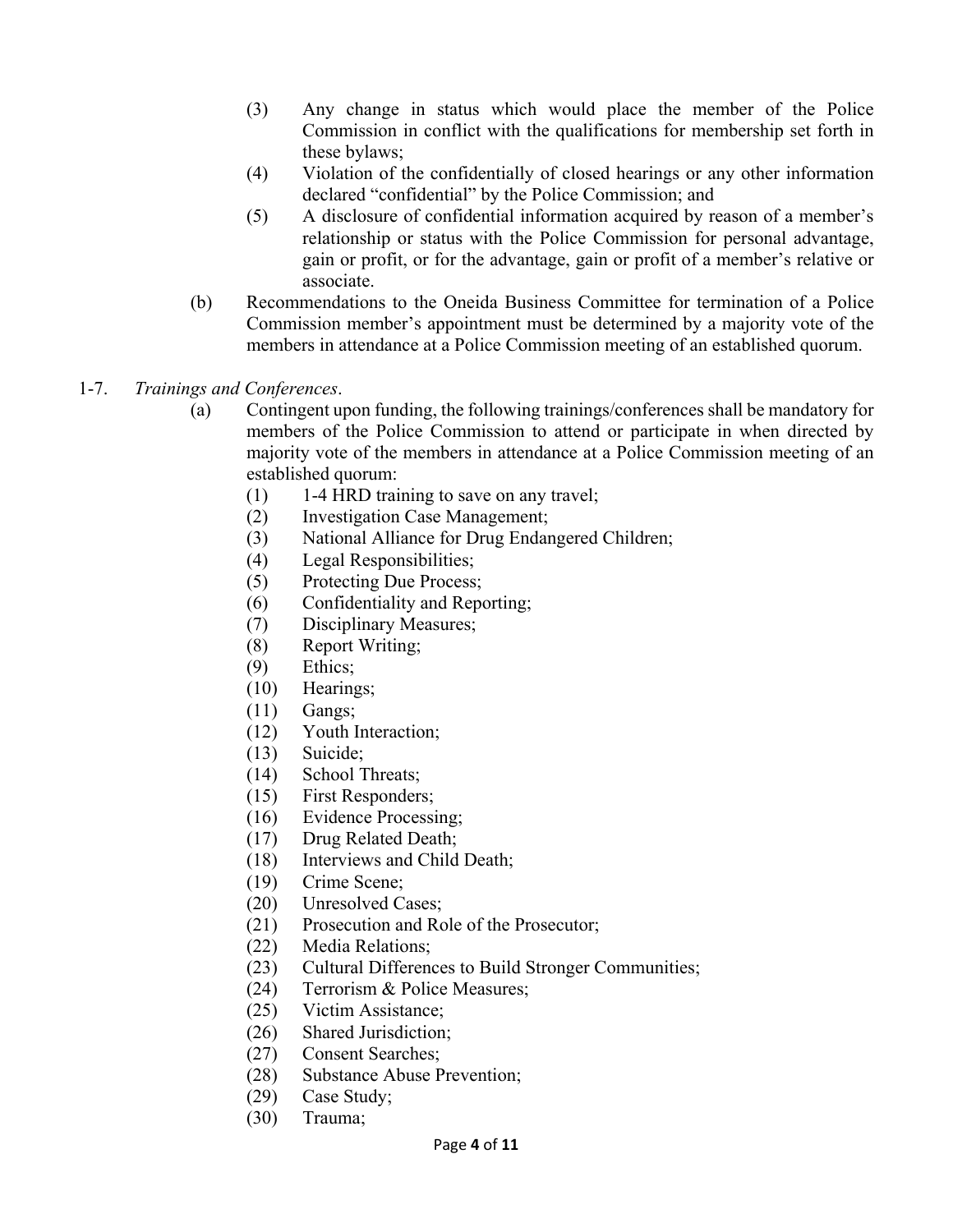(3) Any change in status which would place the member of the Police Commission in conflict with the qualifications for membership set forth in these bylaws;

(4) Violation of the confidentially of closed hearings or any other information declared "confidential" by the Police Commission; and

(5) A disclosure of confidential information acquired by reason of a member's relationship or status with the Police Commission for personal advantage, gain or profit, or for the advantage, gain or profit of a member's relative or associate.

(b) Recommendations to the Oneida Business Committee for termination of a Police Commission member's appointment must be determined by a majority vote of the members in attendance at a Police Commission meeting of an established quorum.

1-7. *Trainings and Conferences*.

(a) Contingent upon funding, the following trainings/conferences shall be mandatory for members of the Police Commission to attend or participate in when directed by majority vote of the members in attendance at a Police Commission meeting of an established quorum:

(1) 1-4 HRD training to save on any travel;
(2) Investigation Case Management;
(3) National Alliance for Drug Endangered Children;
(4) Legal Responsibilities;
(5) Protecting Due Process;
(6) Confidentiality and Reporting;
(7) Disciplinary Measures;
(8) Report Writing;
(9) Ethics;
(10) Hearings;
(11) Gangs;
(12) Youth Interaction;
(13) Suicide;
(14) School Threats;
(15) First Responders;
(16) Evidence Processing;
(17) Drug Related Death;
(18) Interviews and Child Death;
(19) Crime Scene;
(20) Unresolved Cases;
(21) Prosecution and Role of the Prosecutor;
(22) Media Relations;
(23) Cultural Differences to Build Stronger Communities;
(24) Terrorism & Police Measures;
(25) Victim Assistance;
(26) Shared Jurisdiction;
(27) Consent Searches;
(28) Substance Abuse Prevention;
(29) Case Study;
(30) Trauma;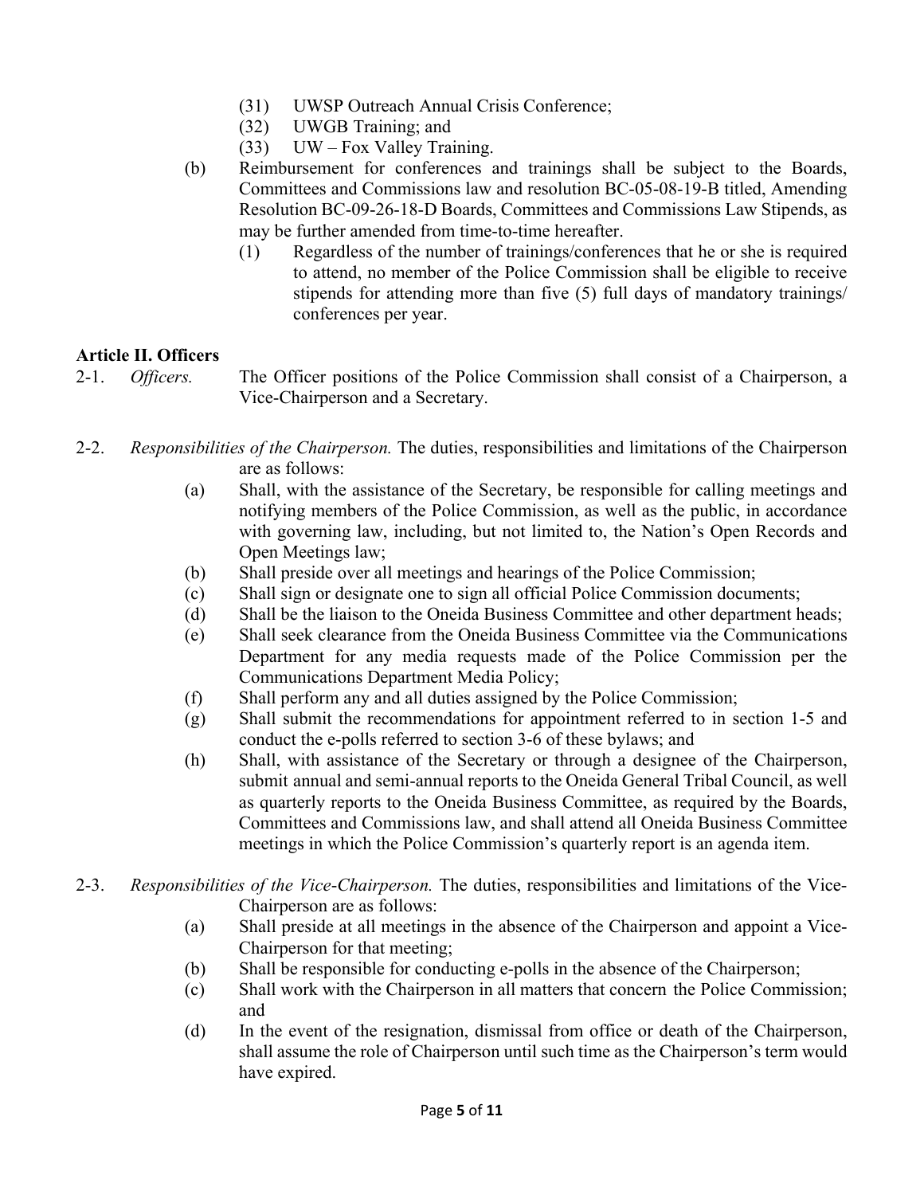(31) UWSP Outreach Annual Crisis Conference;
(32) UWGB Training; and
(33) UW – Fox Valley Training.

(b) Reimbursement for conferences and trainings shall be subject to the Boards, Committees and Commissions law and resolution BC-05-08-19-B titled, Amending Resolution BC-09-26-18-D Boards, Committees and Commissions Law Stipends, as may be further amended from time-to-time hereafter.
   (1) Regardless of the number of trainings/conferences that he or she is required to attend, no member of the Police Commission shall be eligible to receive stipends for attending more than five (5) full days of mandatory trainings/ conferences per year.

**Article II. Officers**

2-1. *Officers.* The Officer positions of the Police Commission shall consist of a Chairperson, a Vice-Chairperson and a Secretary.

2-2. *Responsibilities of the Chairperson.* The duties, responsibilities and limitations of the Chairperson are as follows:

(a) Shall, with the assistance of the Secretary, be responsible for calling meetings and notifying members of the Police Commission, as well as the public, in accordance with governing law, including, but not limited to, the Nation's Open Records and Open Meetings law;
(b) Shall preside over all meetings and hearings of the Police Commission;
(c) Shall sign or designate one to sign all official Police Commission documents;
(d) Shall be the liaison to the Oneida Business Committee and other department heads;
(e) Shall seek clearance from the Oneida Business Committee via the Communications Department for any media requests made of the Police Commission per the Communications Department Media Policy;
(f) Shall perform any and all duties assigned by the Police Commission;
(g) Shall submit the recommendations for appointment referred to in section 1-5 and conduct the e-polls referred to section 3-6 of these bylaws; and
(h) Shall, with assistance of the Secretary or through a designee of the Chairperson, submit annual and semi-annual reports to the Oneida General Tribal Council, as well as quarterly reports to the Oneida Business Committee, as required by the Boards, Committees and Commissions law, and shall attend all Oneida Business Committee meetings in which the Police Commission's quarterly report is an agenda item.

2-3. *Responsibilities of the Vice-Chairperson.* The duties, responsibilities and limitations of the Vice-Chairperson are as follows:

(a) Shall preside at all meetings in the absence of the Chairperson and appoint a Vice-Chairperson for that meeting;
(b) Shall be responsible for conducting e-polls in the absence of the Chairperson;
(c) Shall work with the Chairperson in all matters that concern the Police Commission; and
(d) In the event of the resignation, dismissal from office or death of the Chairperson, shall assume the role of Chairperson until such time as the Chairperson's term would have expired.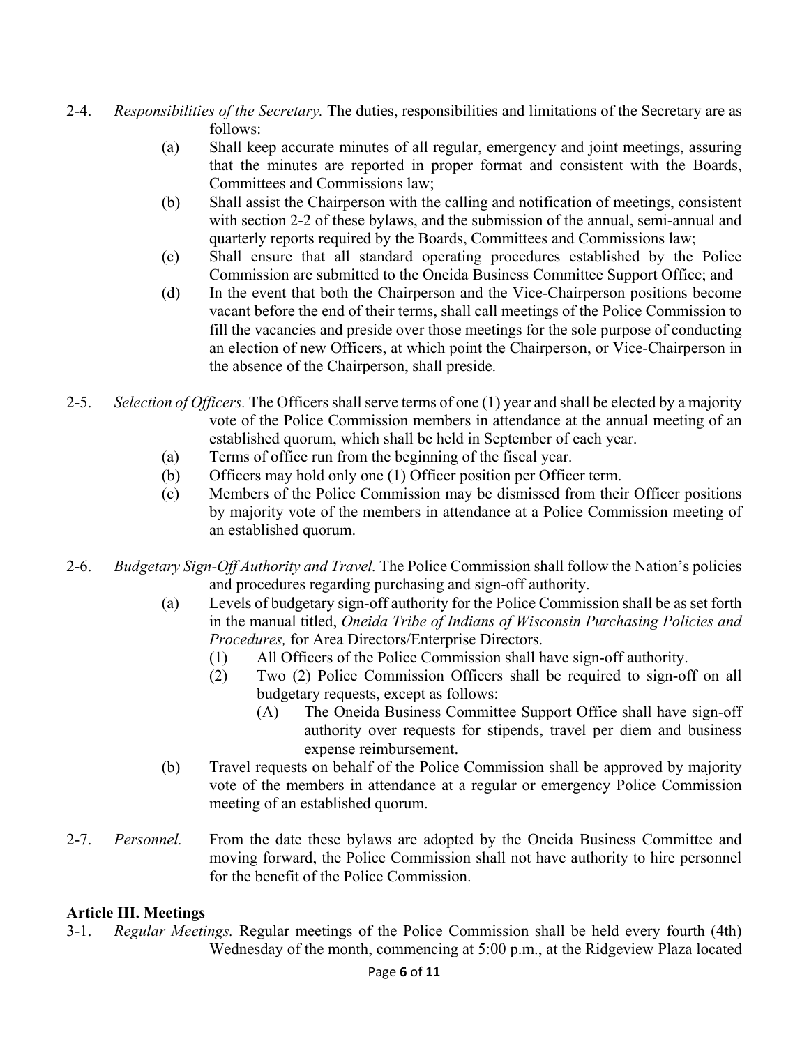2-4. *Responsibilities of the Secretary.* The duties, responsibilities and limitations of the Secretary are as follows:

(a) Shall keep accurate minutes of all regular, emergency and joint meetings, assuring that the minutes are reported in proper format and consistent with the Boards, Committees and Commissions law;

(b) Shall assist the Chairperson with the calling and notification of meetings, consistent with section 2-2 of these bylaws, and the submission of the annual, semi-annual and quarterly reports required by the Boards, Committees and Commissions law;

(c) Shall ensure that all standard operating procedures established by the Police Commission are submitted to the Oneida Business Committee Support Office; and

(d) In the event that both the Chairperson and the Vice-Chairperson positions become vacant before the end of their terms, shall call meetings of the Police Commission to fill the vacancies and preside over those meetings for the sole purpose of conducting an election of new Officers, at which point the Chairperson, or Vice-Chairperson in the absence of the Chairperson, shall preside.

2-5. *Selection of Officers.* The Officers shall serve terms of one (1) year and shall be elected by a majority vote of the Police Commission members in attendance at the annual meeting of an established quorum, which shall be held in September of each year.

(a) Terms of office run from the beginning of the fiscal year.

(b) Officers may hold only one (1) Officer position per Officer term.

(c) Members of the Police Commission may be dismissed from their Officer positions by majority vote of the members in attendance at a Police Commission meeting of an established quorum.

2-6. *Budgetary Sign-Off Authority and Travel.* The Police Commission shall follow the Nation's policies and procedures regarding purchasing and sign-off authority.

(a) Levels of budgetary sign-off authority for the Police Commission shall be as set forth in the manual titled, *Oneida Tribe of Indians of Wisconsin Purchasing Policies and Procedures,* for Area Directors/Enterprise Directors.

(1) All Officers of the Police Commission shall have sign-off authority.

(2) Two (2) Police Commission Officers shall be required to sign-off on all budgetary requests, except as follows:

(A) The Oneida Business Committee Support Office shall have sign-off authority over requests for stipends, travel per diem and business expense reimbursement.

(b) Travel requests on behalf of the Police Commission shall be approved by majority vote of the members in attendance at a regular or emergency Police Commission meeting of an established quorum.

2-7. *Personnel.* From the date these bylaws are adopted by the Oneida Business Committee and moving forward, the Police Commission shall not have authority to hire personnel for the benefit of the Police Commission.

## Article III. Meetings

3-1. *Regular Meetings.* Regular meetings of the Police Commission shall be held every fourth (4th) Wednesday of the month, commencing at 5:00 p.m., at the Ridgeview Plaza located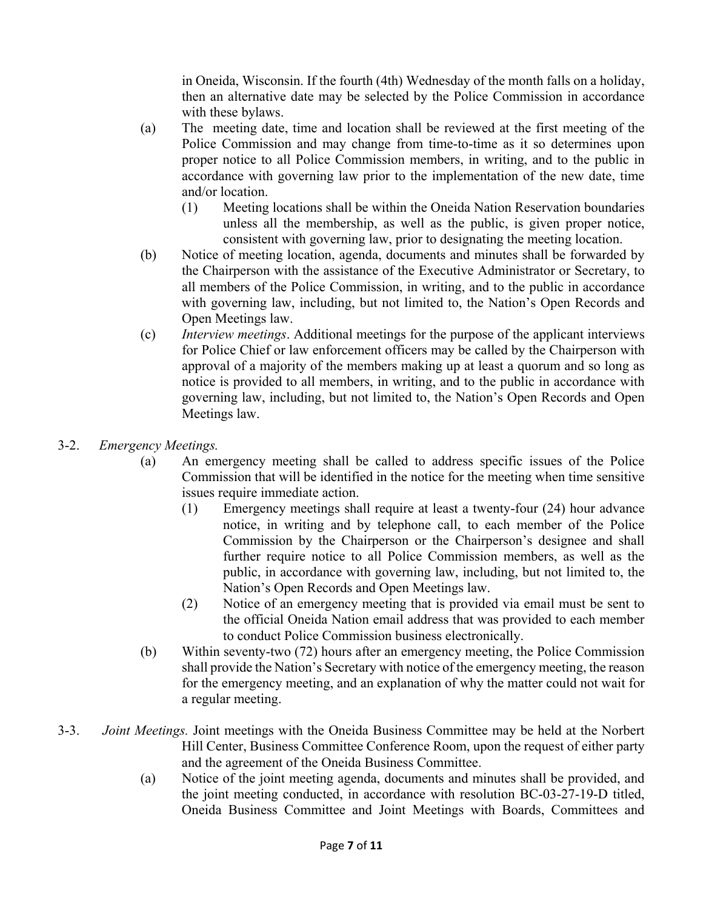in Oneida, Wisconsin. If the fourth (4th) Wednesday of the month falls on a holiday, then an alternative date may be selected by the Police Commission in accordance with these bylaws.

(a) The meeting date, time and location shall be reviewed at the first meeting of the Police Commission and may change from time-to-time as it so determines upon proper notice to all Police Commission members, in writing, and to the public in accordance with governing law prior to the implementation of the new date, time and/or location.

  (1) Meeting locations shall be within the Oneida Nation Reservation boundaries unless all the membership, as well as the public, is given proper notice, consistent with governing law, prior to designating the meeting location.

(b) Notice of meeting location, agenda, documents and minutes shall be forwarded by the Chairperson with the assistance of the Executive Administrator or Secretary, to all members of the Police Commission, in writing, and to the public in accordance with governing law, including, but not limited to, the Nation's Open Records and Open Meetings law.

(c) *Interview meetings*. Additional meetings for the purpose of the applicant interviews for Police Chief or law enforcement officers may be called by the Chairperson with approval of a majority of the members making up at least a quorum and so long as notice is provided to all members, in writing, and to the public in accordance with governing law, including, but not limited to, the Nation's Open Records and Open Meetings law.

3-2. *Emergency Meetings.*

(a) An emergency meeting shall be called to address specific issues of the Police Commission that will be identified in the notice for the meeting when time sensitive issues require immediate action.

  (1) Emergency meetings shall require at least a twenty-four (24) hour advance notice, in writing and by telephone call, to each member of the Police Commission by the Chairperson or the Chairperson's designee and shall further require notice to all Police Commission members, as well as the public, in accordance with governing law, including, but not limited to, the Nation's Open Records and Open Meetings law.

  (2) Notice of an emergency meeting that is provided via email must be sent to the official Oneida Nation email address that was provided to each member to conduct Police Commission business electronically.

(b) Within seventy-two (72) hours after an emergency meeting, the Police Commission shall provide the Nation's Secretary with notice of the emergency meeting, the reason for the emergency meeting, and an explanation of why the matter could not wait for a regular meeting.

3-3. *Joint Meetings.* Joint meetings with the Oneida Business Committee may be held at the Norbert Hill Center, Business Committee Conference Room, upon the request of either party and the agreement of the Oneida Business Committee.

(a) Notice of the joint meeting agenda, documents and minutes shall be provided, and the joint meeting conducted, in accordance with resolution BC-03-27-19-D titled, Oneida Business Committee and Joint Meetings with Boards, Committees and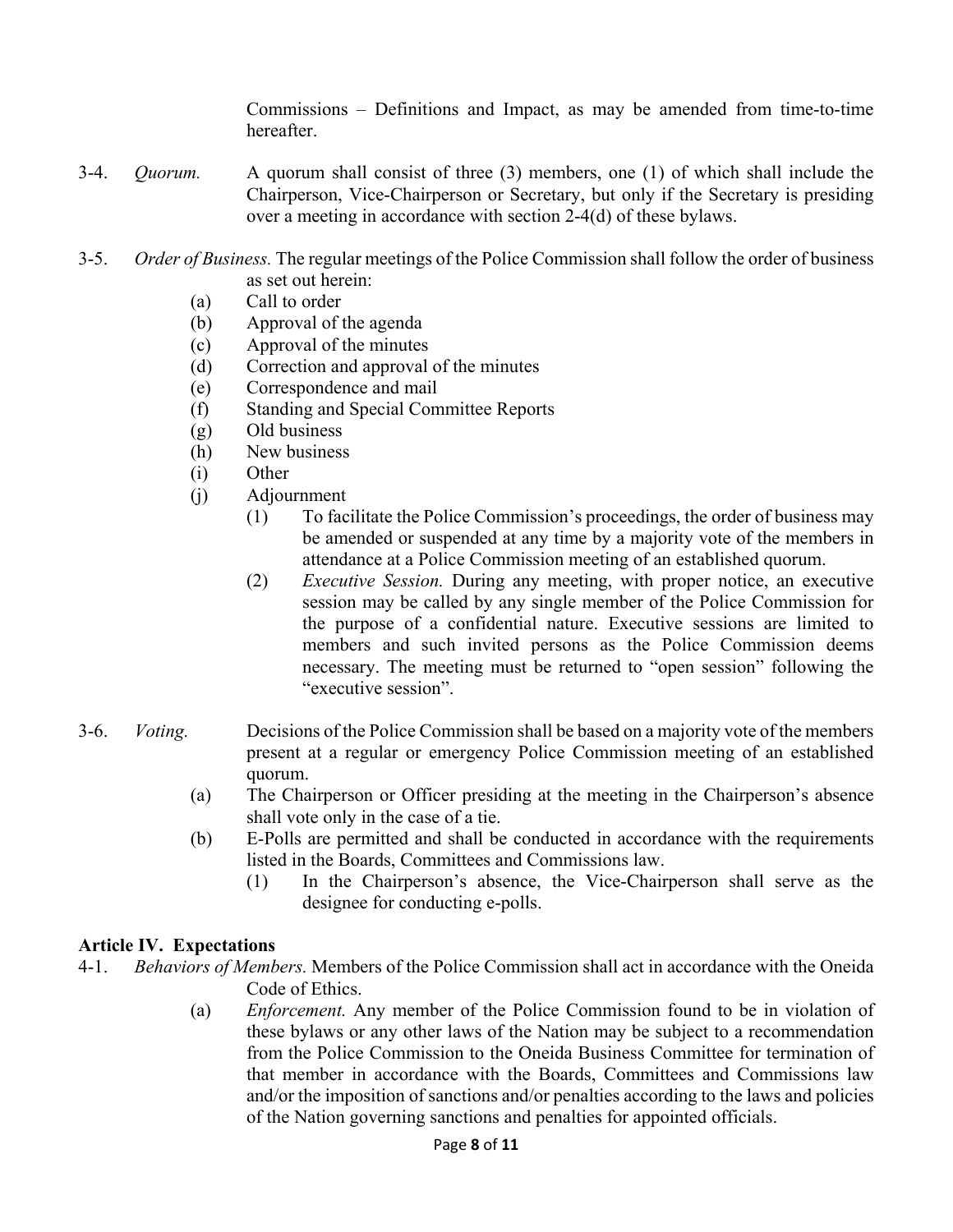Commissions – Definitions and Impact, as may be amended from time-to-time hereafter.

3-4. *Quorum.* A quorum shall consist of three (3) members, one (1) of which shall include the Chairperson, Vice-Chairperson or Secretary, but only if the Secretary is presiding over a meeting in accordance with section 2-4(d) of these bylaws.

3-5. *Order of Business.* The regular meetings of the Police Commission shall follow the order of business as set out herein:

- (a) Call to order
- (b) Approval of the agenda
- (c) Approval of the minutes
- (d) Correction and approval of the minutes
- (e) Correspondence and mail
- (f) Standing and Special Committee Reports
- (g) Old business
- (h) New business
- (i) Other
- (j) Adjournment
  - (1) To facilitate the Police Commission's proceedings, the order of business may be amended or suspended at any time by a majority vote of the members in attendance at a Police Commission meeting of an established quorum.
  - (2) *Executive Session.* During any meeting, with proper notice, an executive session may be called by any single member of the Police Commission for the purpose of a confidential nature. Executive sessions are limited to members and such invited persons as the Police Commission deems necessary. The meeting must be returned to "open session" following the "executive session".

3-6. *Voting.* Decisions of the Police Commission shall be based on a majority vote of the members present at a regular or emergency Police Commission meeting of an established quorum.

- (a) The Chairperson or Officer presiding at the meeting in the Chairperson's absence shall vote only in the case of a tie.
- (b) E-Polls are permitted and shall be conducted in accordance with the requirements listed in the Boards, Committees and Commissions law.
  - (1) In the Chairperson's absence, the Vice-Chairperson shall serve as the designee for conducting e-polls.

## Article IV. Expectations

4-1. *Behaviors of Members.* Members of the Police Commission shall act in accordance with the Oneida Code of Ethics.

- (a) *Enforcement.* Any member of the Police Commission found to be in violation of these bylaws or any other laws of the Nation may be subject to a recommendation from the Police Commission to the Oneida Business Committee for termination of that member in accordance with the Boards, Committees and Commissions law and/or the imposition of sanctions and/or penalties according to the laws and policies of the Nation governing sanctions and penalties for appointed officials.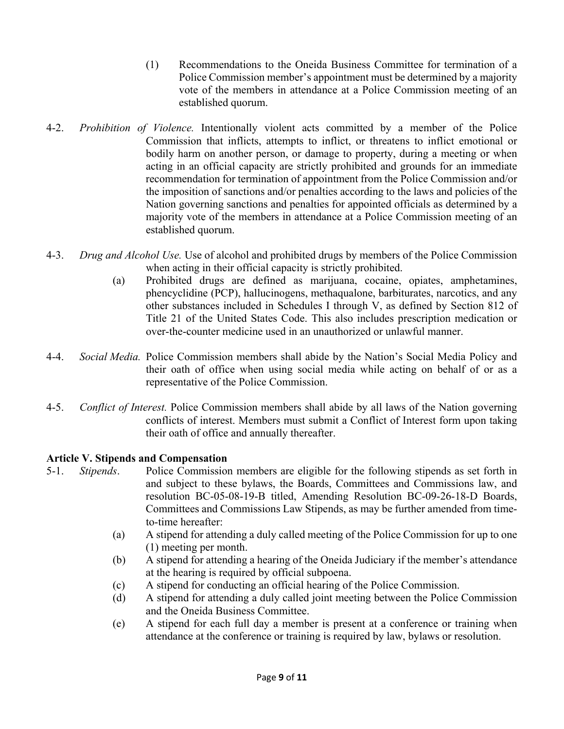(1) Recommendations to the Oneida Business Committee for termination of a Police Commission member's appointment must be determined by a majority vote of the members in attendance at a Police Commission meeting of an established quorum.

4-2. *Prohibition of Violence.* Intentionally violent acts committed by a member of the Police Commission that inflicts, attempts to inflict, or threatens to inflict emotional or bodily harm on another person, or damage to property, during a meeting or when acting in an official capacity are strictly prohibited and grounds for an immediate recommendation for termination of appointment from the Police Commission and/or the imposition of sanctions and/or penalties according to the laws and policies of the Nation governing sanctions and penalties for appointed officials as determined by a majority vote of the members in attendance at a Police Commission meeting of an established quorum.

4-3. *Drug and Alcohol Use.* Use of alcohol and prohibited drugs by members of the Police Commission when acting in their official capacity is strictly prohibited.

(a) Prohibited drugs are defined as marijuana, cocaine, opiates, amphetamines, phencyclidine (PCP), hallucinogens, methaqualone, barbiturates, narcotics, and any other substances included in Schedules I through V, as defined by Section 812 of Title 21 of the United States Code. This also includes prescription medication or over-the-counter medicine used in an unauthorized or unlawful manner.

4-4. *Social Media.* Police Commission members shall abide by the Nation's Social Media Policy and their oath of office when using social media while acting on behalf of or as a representative of the Police Commission.

4-5. *Conflict of Interest.* Police Commission members shall abide by all laws of the Nation governing conflicts of interest. Members must submit a Conflict of Interest form upon taking their oath of office and annually thereafter.

**Article V. Stipends and Compensation**

5-1. *Stipends*. Police Commission members are eligible for the following stipends as set forth in and subject to these bylaws, the Boards, Committees and Commissions law, and resolution BC-05-08-19-B titled, Amending Resolution BC-09-26-18-D Boards, Committees and Commissions Law Stipends, as may be further amended from time-to-time hereafter:

(a) A stipend for attending a duly called meeting of the Police Commission for up to one (1) meeting per month.

(b) A stipend for attending a hearing of the Oneida Judiciary if the member's attendance at the hearing is required by official subpoena.

(c) A stipend for conducting an official hearing of the Police Commission.

(d) A stipend for attending a duly called joint meeting between the Police Commission and the Oneida Business Committee.

(e) A stipend for each full day a member is present at a conference or training when attendance at the conference or training is required by law, bylaws or resolution.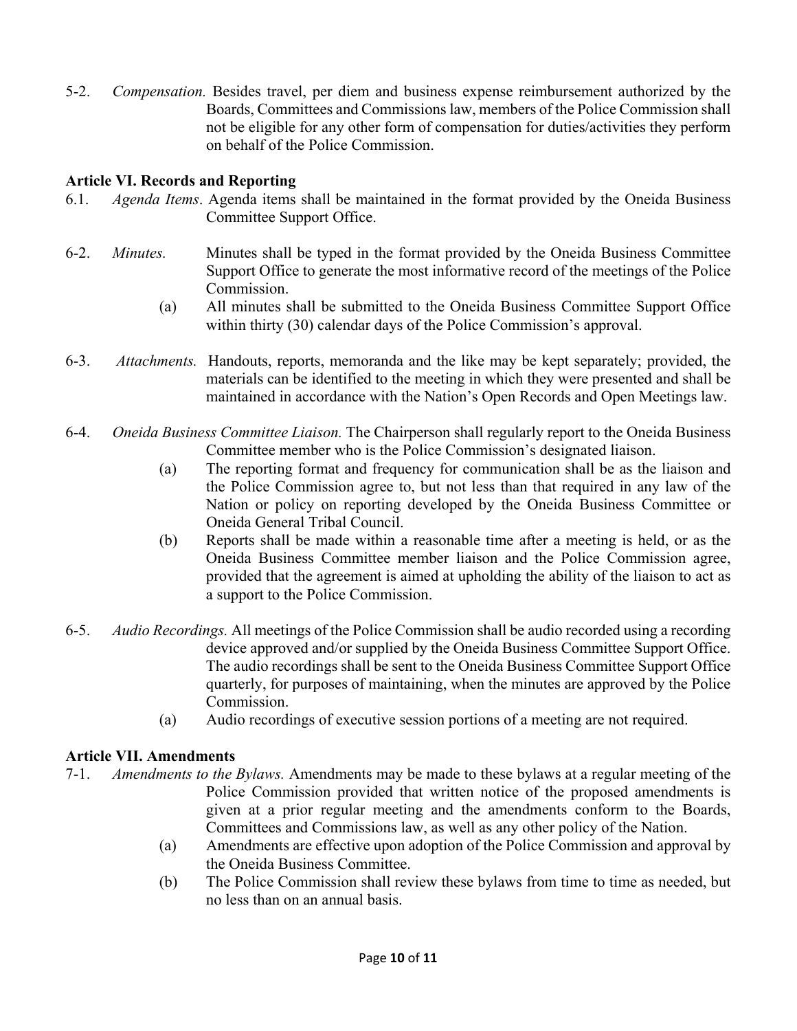5-2. *Compensation.* Besides travel, per diem and business expense reimbursement authorized by the Boards, Committees and Commissions law, members of the Police Commission shall not be eligible for any other form of compensation for duties/activities they perform on behalf of the Police Commission.

**Article VI. Records and Reporting**

6.1. *Agenda Items*. Agenda items shall be maintained in the format provided by the Oneida Business Committee Support Office.

6-2. *Minutes.* Minutes shall be typed in the format provided by the Oneida Business Committee Support Office to generate the most informative record of the meetings of the Police Commission.

(a) All minutes shall be submitted to the Oneida Business Committee Support Office within thirty (30) calendar days of the Police Commission's approval.

6-3. *Attachments.* Handouts, reports, memoranda and the like may be kept separately; provided, the materials can be identified to the meeting in which they were presented and shall be maintained in accordance with the Nation's Open Records and Open Meetings law.

6-4. *Oneida Business Committee Liaison.* The Chairperson shall regularly report to the Oneida Business Committee member who is the Police Commission's designated liaison.

(a) The reporting format and frequency for communication shall be as the liaison and the Police Commission agree to, but not less than that required in any law of the Nation or policy on reporting developed by the Oneida Business Committee or Oneida General Tribal Council.

(b) Reports shall be made within a reasonable time after a meeting is held, or as the Oneida Business Committee member liaison and the Police Commission agree, provided that the agreement is aimed at upholding the ability of the liaison to act as a support to the Police Commission.

6-5. *Audio Recordings.* All meetings of the Police Commission shall be audio recorded using a recording device approved and/or supplied by the Oneida Business Committee Support Office. The audio recordings shall be sent to the Oneida Business Committee Support Office quarterly, for purposes of maintaining, when the minutes are approved by the Police Commission.

(a) Audio recordings of executive session portions of a meeting are not required.

**Article VII. Amendments**

7-1. *Amendments to the Bylaws.* Amendments may be made to these bylaws at a regular meeting of the Police Commission provided that written notice of the proposed amendments is given at a prior regular meeting and the amendments conform to the Boards, Committees and Commissions law, as well as any other policy of the Nation.

(a) Amendments are effective upon adoption of the Police Commission and approval by the Oneida Business Committee.

(b) The Police Commission shall review these bylaws from time to time as needed, but no less than on an annual basis.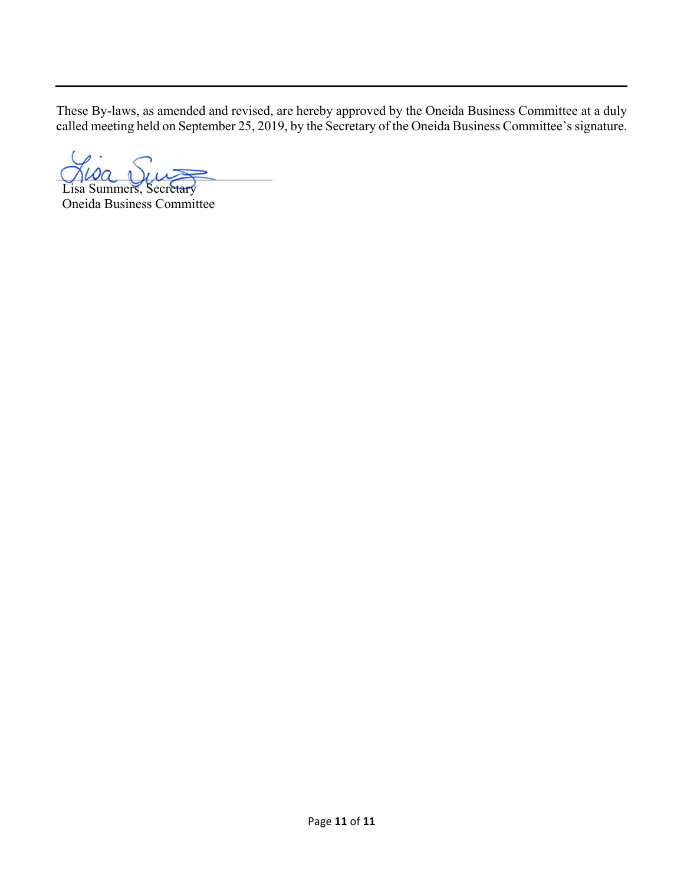---

These By-laws, as amended and revised, are hereby approved by the Oneida Business Committee at a duly called meeting held on September 25, 2019, by the Secretary of the Oneida Business Committee's signature.

\_\_\_\_\_\_\_\_\_\_\_\_\_\_\_\_\_\_\_\_\_\_\_\_\_\_\_\_\_\_\_\_\_\_\_\_

Lisa Summers, Secretary
Oneida Business Committee